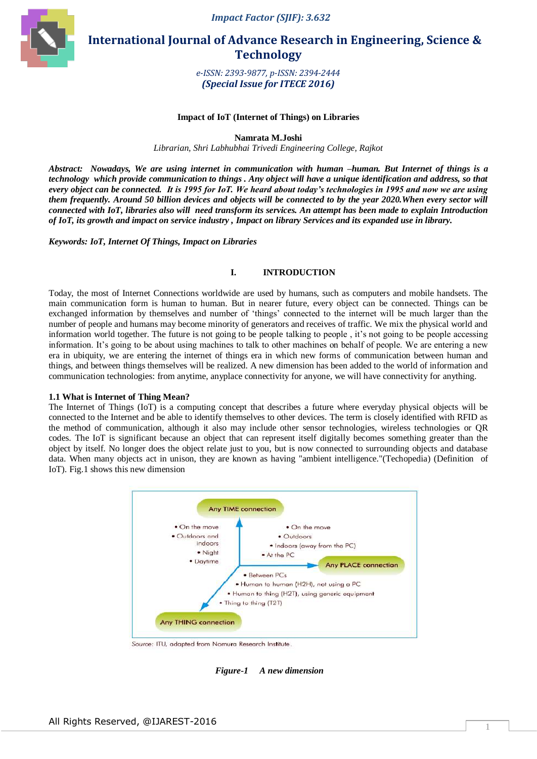# Impact of IoT (Internet of Things) on Libraries

**Namrata M.Joshi**

*Librarian, Shri Labhubhai Trivedi Engineering College, Rajkot*

***Abstract:** Nowadays, We are using internet in communication with human –human. But Internet of things is a technology which provide communication to things . Any object will have a unique identification and address, so that every object can be connected. It is 1995 for IoT. We heard about today's technologies in 1995 and now we are using them frequently. Around 50 billion devices and objects will be connected to by the year 2020.When every sector will connected with IoT, libraries also will need transform its services. An attempt has been made to explain Introduction of IoT, its growth and impact on service industry , Impact on library Services and its expanded use in library.*

***Keywords:** IoT, Internet Of Things, Impact on Libraries*

## I. INTRODUCTION

Today, the most of Internet Connections worldwide are used by humans, such as computers and mobile handsets. The main communication form is human to human. But in nearer future, every object can be connected. Things can be exchanged information by themselves and number of 'things' connected to the internet will be much larger than the number of people and humans may become minority of generators and receives of traffic. We mix the physical world and information world together. The future is not going to be people talking to people , it's not going to be people accessing information. It's going to be about using machines to talk to other machines on behalf of people. We are entering a new era in ubiquity, we are entering the internet of things era in which new forms of communication between human and things, and between things themselves will be realized. A new dimension has been added to the world of information and communication technologies: from anytime, anyplace connectivity for anyone, we will have connectivity for anything.

### 1.1 What is Internet of Thing Mean?

The Internet of Things (IoT) is a computing concept that describes a future where everyday physical objects will be connected to the Internet and be able to identify themselves to other devices. The term is closely identified with RFID as the method of communication, although it also may include other sensor technologies, wireless technologies or QR codes. The IoT is significant because an object that can represent itself digitally becomes something greater than the object by itself. No longer does the object relate just to you, but is now connected to surrounding objects and database data. When many objects act in unison, they are known as having "ambient intelligence."(Techopedia) (Definition of IoT). Fig.1 shows this new dimension

Any TIME connection

- On the move
- Outdoors and indoors
- Night
- Daytime

- On the move
- Outdoors
- Indoors (away from the PC)
- At the PC

Any PLACE connection

- Between PCs
- Human to human (H2H), not using a PC
- Human to thing (H2T), using generic equipment
- Thing to thing (T2T)

Any THING connection

Source: ITU, adapted from Nomura Research Institute.

***Figure-1 A new dimension***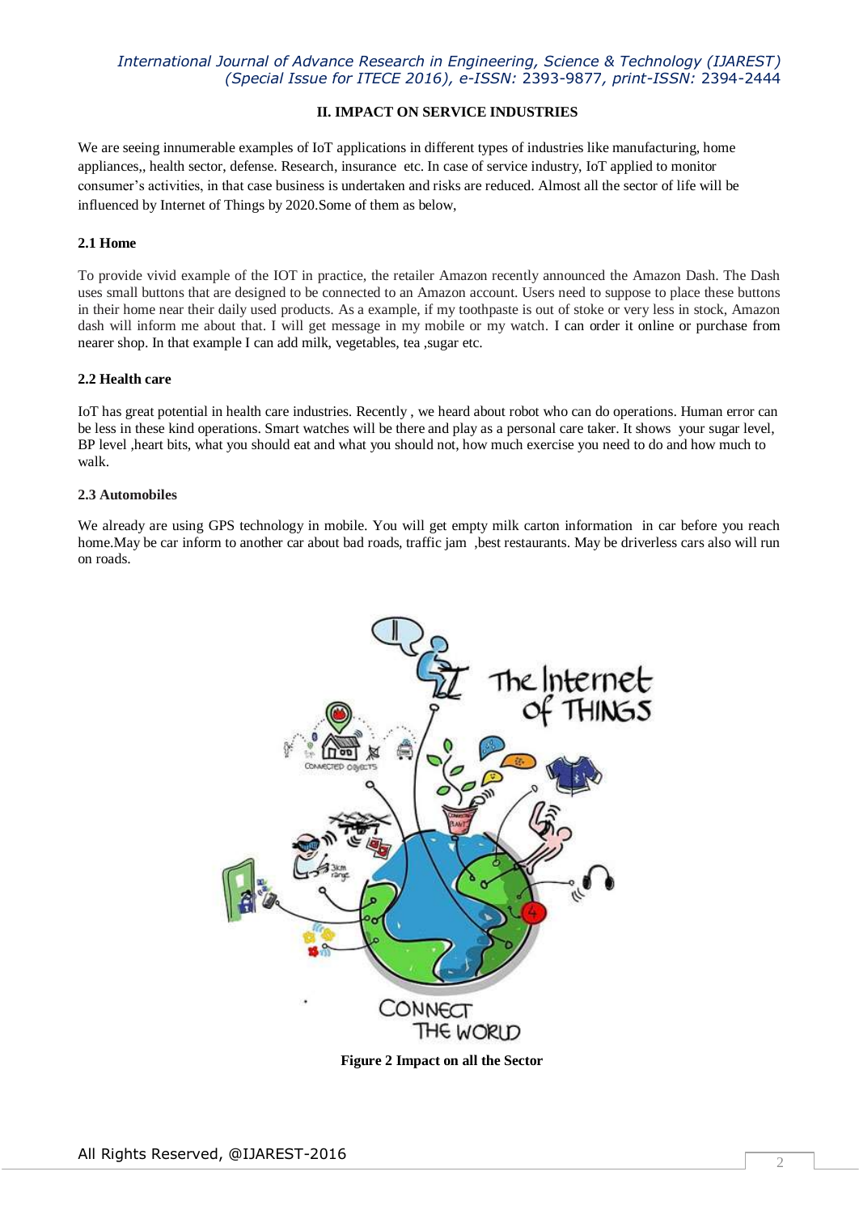## II. IMPACT ON SERVICE INDUSTRIES

We are seeing innumerable examples of IoT applications in different types of industries like manufacturing, home appliances,, health sector, defense. Research, insurance etc. In case of service industry, IoT applied to monitor consumer's activities, in that case business is undertaken and risks are reduced. Almost all the sector of life will be influenced by Internet of Things by 2020.Some of them as below,

### 2.1 Home

To provide vivid example of the IOT in practice, the retailer Amazon recently announced the Amazon Dash. The Dash uses small buttons that are designed to be connected to an Amazon account. Users need to suppose to place these buttons in their home near their daily used products. As a example, if my toothpaste is out of stoke or very less in stock, Amazon dash will inform me about that. I will get message in my mobile or my watch. I can order it online or purchase from nearer shop. In that example I can add milk, vegetables, tea ,sugar etc.

### 2.2 Health care

IoT has great potential in health care industries. Recently , we heard about robot who can do operations. Human error can be less in these kind operations. Smart watches will be there and play as a personal care taker. It shows your sugar level, BP level ,heart bits, what you should eat and what you should not, how much exercise you need to do and how much to walk.

### 2.3 Automobiles

We already are using GPS technology in mobile. You will get empty milk carton information in car before you reach home.May be car inform to another car about bad roads, traffic jam ,best restaurants. May be driverless cars also will run on roads.

**Figure 2 Impact on all the Sector**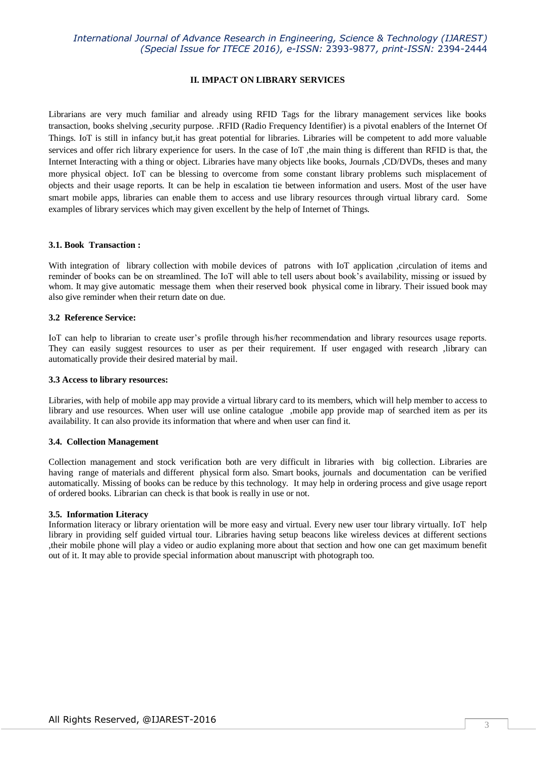## II. IMPACT ON LIBRARY SERVICES

Librarians are very much familiar and already using RFID Tags for the library management services like books transaction, books shelving ,security purpose. .RFID (Radio Frequency Identifier) is a pivotal enablers of the Internet Of Things. IoT is still in infancy but,it has great potential for libraries. Libraries will be competent to add more valuable services and offer rich library experience for users. In the case of IoT ,the main thing is different than RFID is that, the Internet Interacting with a thing or object. Libraries have many objects like books, Journals ,CD/DVDs, theses and many more physical object. IoT can be blessing to overcome from some constant library problems such misplacement of objects and their usage reports. It can be help in escalation tie between information and users. Most of the user have smart mobile apps, libraries can enable them to access and use library resources through virtual library card. Some examples of library services which may given excellent by the help of Internet of Things.

### 3.1. Book Transaction :

With integration of library collection with mobile devices of patrons with IoT application ,circulation of items and reminder of books can be on streamlined. The IoT will able to tell users about book's availability, missing or issued by whom. It may give automatic message them when their reserved book physical come in library. Their issued book may also give reminder when their return date on due.

### 3.2 Reference Service:

IoT can help to librarian to create user's profile through his/her recommendation and library resources usage reports. They can easily suggest resources to user as per their requirement. If user engaged with research ,library can automatically provide their desired material by mail.

### 3.3 Access to library resources:

Libraries, with help of mobile app may provide a virtual library card to its members, which will help member to access to library and use resources. When user will use online catalogue ,mobile app provide map of searched item as per its availability. It can also provide its information that where and when user can find it.

### 3.4. Collection Management

Collection management and stock verification both are very difficult in libraries with big collection. Libraries are having range of materials and different physical form also. Smart books, journals and documentation can be verified automatically. Missing of books can be reduce by this technology. It may help in ordering process and give usage report of ordered books. Librarian can check is that book is really in use or not.

### 3.5. Information Literacy

Information literacy or library orientation will be more easy and virtual. Every new user tour library virtually. IoT help library in providing self guided virtual tour. Libraries having setup beacons like wireless devices at different sections ,their mobile phone will play a video or audio explaning more about that section and how one can get maximum benefit out of it. It may able to provide special information about manuscript with photograph too.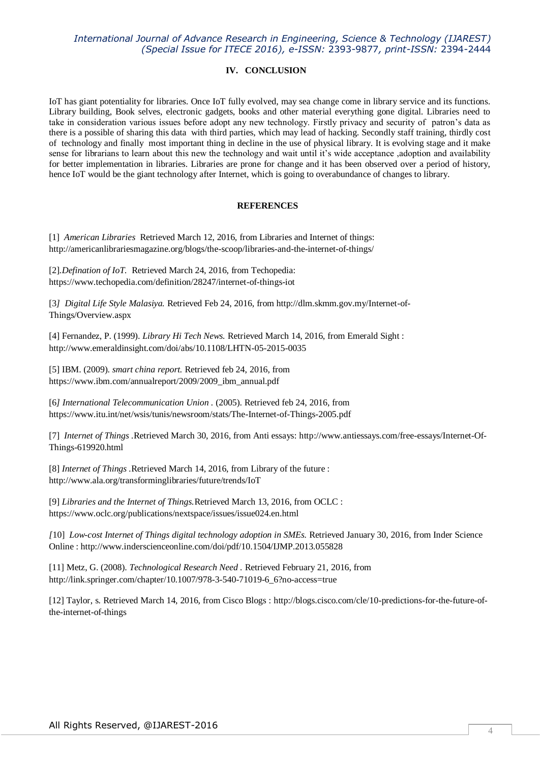## IV. CONCLUSION

IoT has giant potentiality for libraries. Once IoT fully evolved, may sea change come in library service and its functions. Library building, Book selves, electronic gadgets, books and other material everything gone digital. Libraries need to take in consideration various issues before adopt any new technology. Firstly privacy and security of patron's data as there is a possible of sharing this data with third parties, which may lead of hacking. Secondly staff training, thirdly cost of technology and finally most important thing in decline in the use of physical library. It is evolving stage and it make sense for librarians to learn about this new the technology and wait until it's wide acceptance ,adoption and availability for better implementation in libraries. Libraries are prone for change and it has been observed over a period of history, hence IoT would be the giant technology after Internet, which is going to overabundance of changes to library.

## REFERENCES

[1] *American Libraries* Retrieved March 12, 2016, from Libraries and Internet of things: http://americanlibrariesmagazine.org/blogs/the-scoop/libraries-and-the-internet-of-things/

[2].*Defination of IoT.* Retrieved March 24, 2016, from Techopedia: https://www.techopedia.com/definition/28247/internet-of-things-iot

[3*] Digital Life Style Malasiya.* Retrieved Feb 24, 2016, from http://dlm.skmm.gov.my/Internet-of-Things/Overview.aspx

[4] Fernandez, P. (1999). *Library Hi Tech News.* Retrieved March 14, 2016, from Emerald Sight : http://www.emeraldinsight.com/doi/abs/10.1108/LHTN-05-2015-0035

[5] IBM. (2009). *smart china report.* Retrieved feb 24, 2016, from https://www.ibm.com/annualreport/2009/2009_ibm_annual.pdf

[6*] International Telecommunication Union* . (2005). Retrieved feb 24, 2016, from https://www.itu.int/net/wsis/tunis/newsroom/stats/The-Internet-of-Things-2005.pdf

[7] *Internet of Things* .Retrieved March 30, 2016, from Anti essays: http://www.antiessays.com/free-essays/Internet-Of-Things-619920.html

[8] *Internet of Things* .Retrieved March 14, 2016, from Library of the future : http://www.ala.org/transforminglibraries/future/trends/IoT

[9] *Libraries and the Internet of Things.*Retrieved March 13, 2016, from OCLC : https://www.oclc.org/publications/nextspace/issues/issue024.en.html

*[*10] *Low-cost Internet of Things digital technology adoption in SMEs.* Retrieved January 30, 2016, from Inder Science Online : http://www.inderscienceonline.com/doi/pdf/10.1504/IJMP.2013.055828

[11] Metz, G. (2008). *Technological Research Need* . Retrieved February 21, 2016, from http://link.springer.com/chapter/10.1007/978-3-540-71019-6_6?no-access=true

[12] Taylor, s. Retrieved March 14, 2016, from Cisco Blogs : http://blogs.cisco.com/cle/10-predictions-for-the-future-of-the-internet-of-things